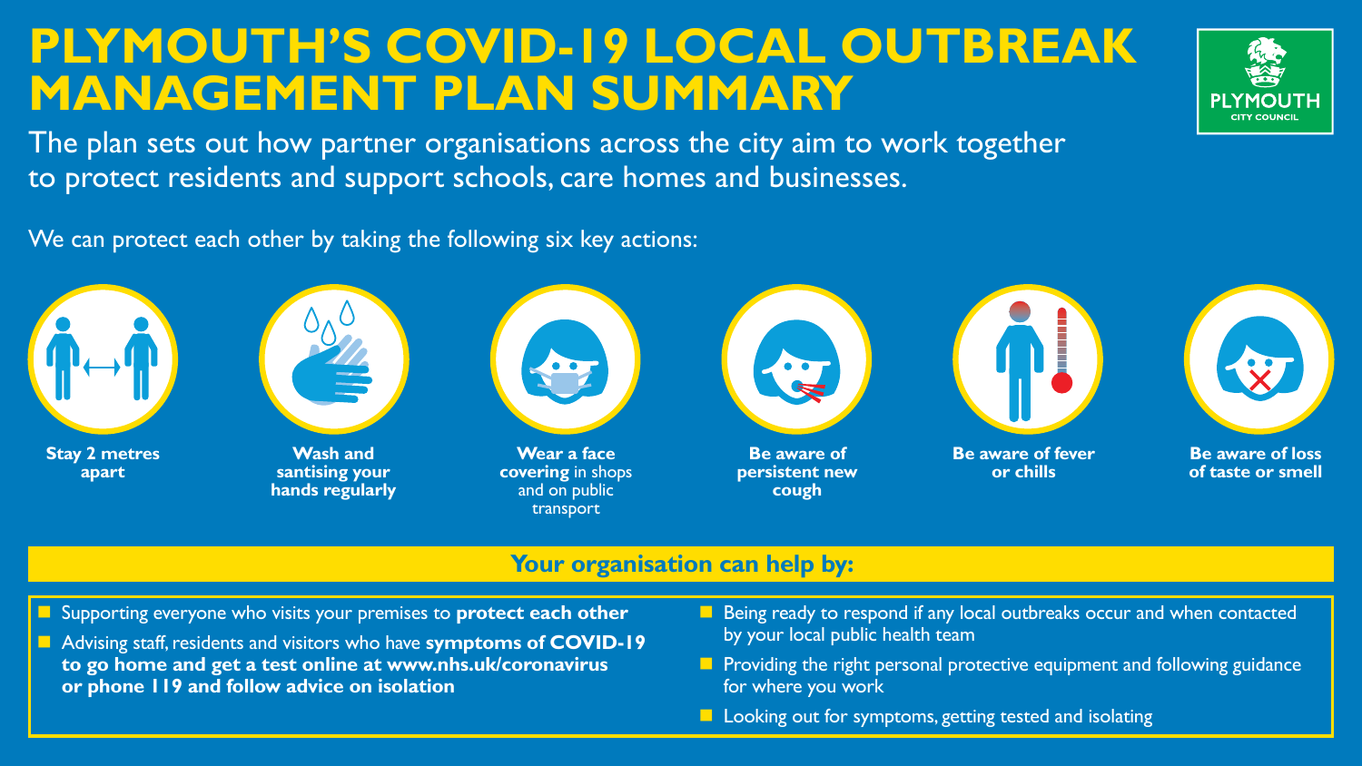# PLYMOUTH'S COVID-19 LOCAL OUTBREAK MANAGEMENT PLAN SUMMARY

The plan sets out how partner organisations across the city aim to work together to protect residents and support schools, care homes and businesses.

We can protect each other by taking the following six key actions:

- **Stay 2 metres apart**
- **Wash and santising your hands regularly**
- **Wear a face covering** in shops and on public transport
- **Be aware of persistent new cough**
- **Be aware of fever or chills**
- **Be aware of loss of taste or smell**

## Your organisation can help by:

- Supporting everyone who visits your premises to **protect each other**
- Advising staff, residents and visitors who have **symptoms of COVID-19 to go home and get a test online at www.nhs.uk/coronavirus or phone 119 and follow advice on isolation**
- Being ready to respond if any local outbreaks occur and when contacted by your local public health team
- Providing the right personal protective equipment and following guidance for where you work
- Looking out for symptoms, getting tested and isolating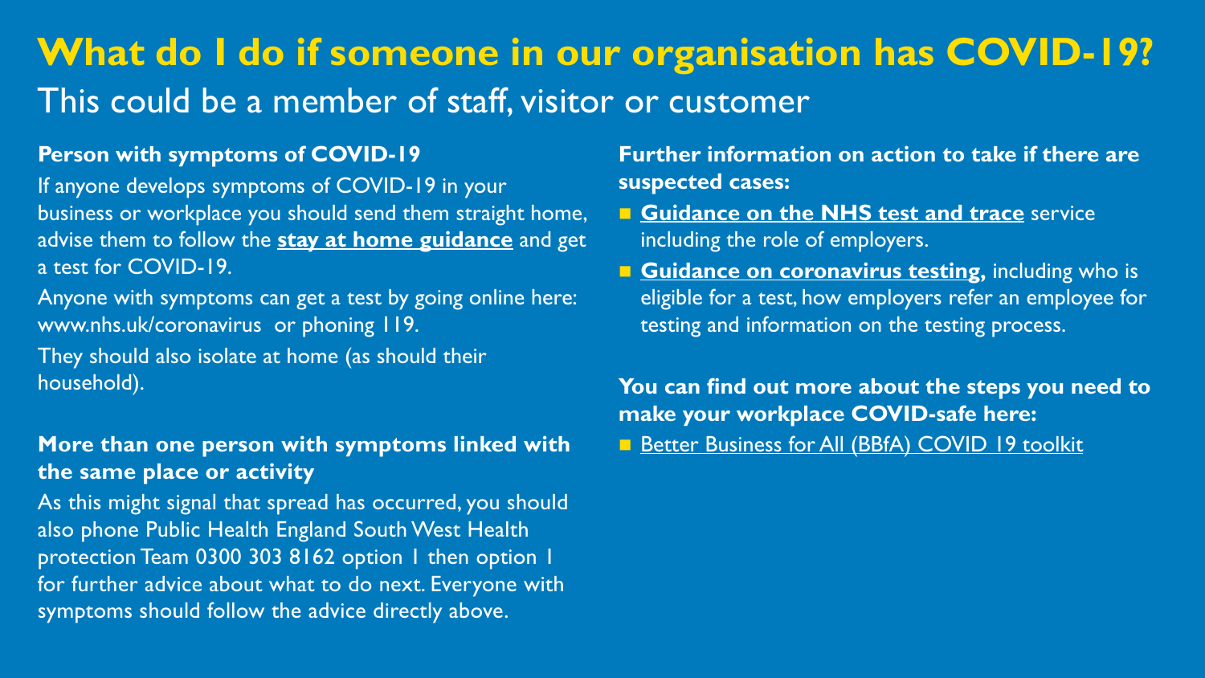# What do I do if someone in our organisation has COVID-19?

This could be a member of staff, visitor or customer

### Person with symptoms of COVID-19

If anyone develops symptoms of COVID-19 in your business or workplace you should send them straight home, advise them to follow the **stay at home guidance** and get a test for COVID-19.

Anyone with symptoms can get a test by going online here: www.nhs.uk/coronavirus or phoning 119.

They should also isolate at home (as should their household).

### More than one person with symptoms linked with the same place or activity

As this might signal that spread has occurred, you should also phone Public Health England South West Health protection Team 0300 303 8162 option 1 then option 1 for further advice about what to do next. Everyone with symptoms should follow the advice directly above.

### Further information on action to take if there are suspected cases:

- **Guidance on the NHS test and trace** service including the role of employers.
- **Guidance on coronavirus testing,** including who is eligible for a test, how employers refer an employee for testing and information on the testing process.

### You can find out more about the steps you need to make your workplace COVID-safe here:

- Better Business for All (BBfA) COVID 19 toolkit